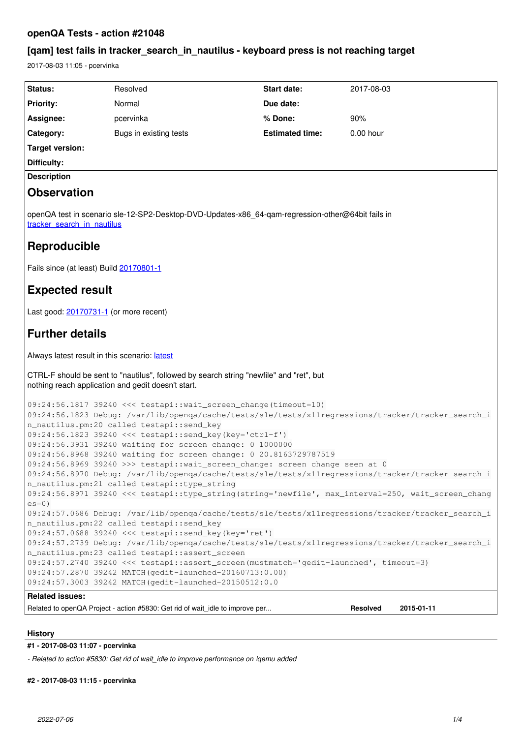## openQA Tests - action #21048

### [qam] test fails in tracker_search_in_nautilus - keyboard press is not reaching target

2017-08-03 11:05 - pcervinka

| | | | |
|---|---|---|---|
| **Status:** | Resolved | **Start date:** | 2017-08-03 |
| **Priority:** | Normal | **Due date:** | |
| **Assignee:** | pcervinka | **% Done:** | 90% |
| **Category:** | Bugs in existing tests | **Estimated time:** | 0.00 hour |
| **Target version:** | | | |
| **Difficulty:** | | | |

**Description**

# Observation

openQA test in scenario sle-12-SP2-Desktop-DVD-Updates-x86_64-qam-regression-other@64bit fails in
tracker_search_in_nautilus

# Reproducible

Fails since (at least) Build 20170801-1

# Expected result

Last good: 20170731-1 (or more recent)

# Further details

Always latest result in this scenario: latest

CTRL-F should be sent to "nautilus", followed by search string "newfile" and "ret", but
nothing reach application and gedit doesn't start.

```
09:24:56.1817 39240 <<< testapi::wait_screen_change(timeout=10)
09:24:56.1823 Debug: /var/lib/openqa/cache/tests/sle/tests/x11regressions/tracker/tracker_search_in_nautilus.pm:20 called testapi::send_key
09:24:56.1823 39240 <<< testapi::send_key(key='ctrl-f')
09:24:56.3931 39240 waiting for screen change: 0 1000000
09:24:56.8968 39240 waiting for screen change: 0 20.8163729787519
09:24:56.8969 39240 >>> testapi::wait_screen_change: screen change seen at 0
09:24:56.8970 Debug: /var/lib/openqa/cache/tests/sle/tests/x11regressions/tracker/tracker_search_in_nautilus.pm:21 called testapi::type_string
09:24:56.8971 39240 <<< testapi::type_string(string='newfile', max_interval=250, wait_screen_changes=0)
09:24:57.0686 Debug: /var/lib/openqa/cache/tests/sle/tests/x11regressions/tracker/tracker_search_in_nautilus.pm:22 called testapi::send_key
09:24:57.0688 39240 <<< testapi::send_key(key='ret')
09:24:57.2739 Debug: /var/lib/openqa/cache/tests/sle/tests/x11regressions/tracker/tracker_search_in_nautilus.pm:23 called testapi::assert_screen
09:24:57.2740 39240 <<< testapi::assert_screen(mustmatch='gedit-launched', timeout=3)
09:24:57.2870 39242 MATCH(gedit-launched-20160713:0.00)
09:24:57.3003 39242 MATCH(gedit-launched-20150512:0.0
```

**Related issues:**

| | | |
|---|---|---|
| Related to openQA Project - action #5830: Get rid of wait_idle to improve per... | Resolved | 2015-01-11 |

### History

**#1 - 2017-08-03 11:07 - pcervinka**

*- Related to action #5830: Get rid of wait_idle to improve performance on !qemu added*

**#2 - 2017-08-03 11:15 - pcervinka**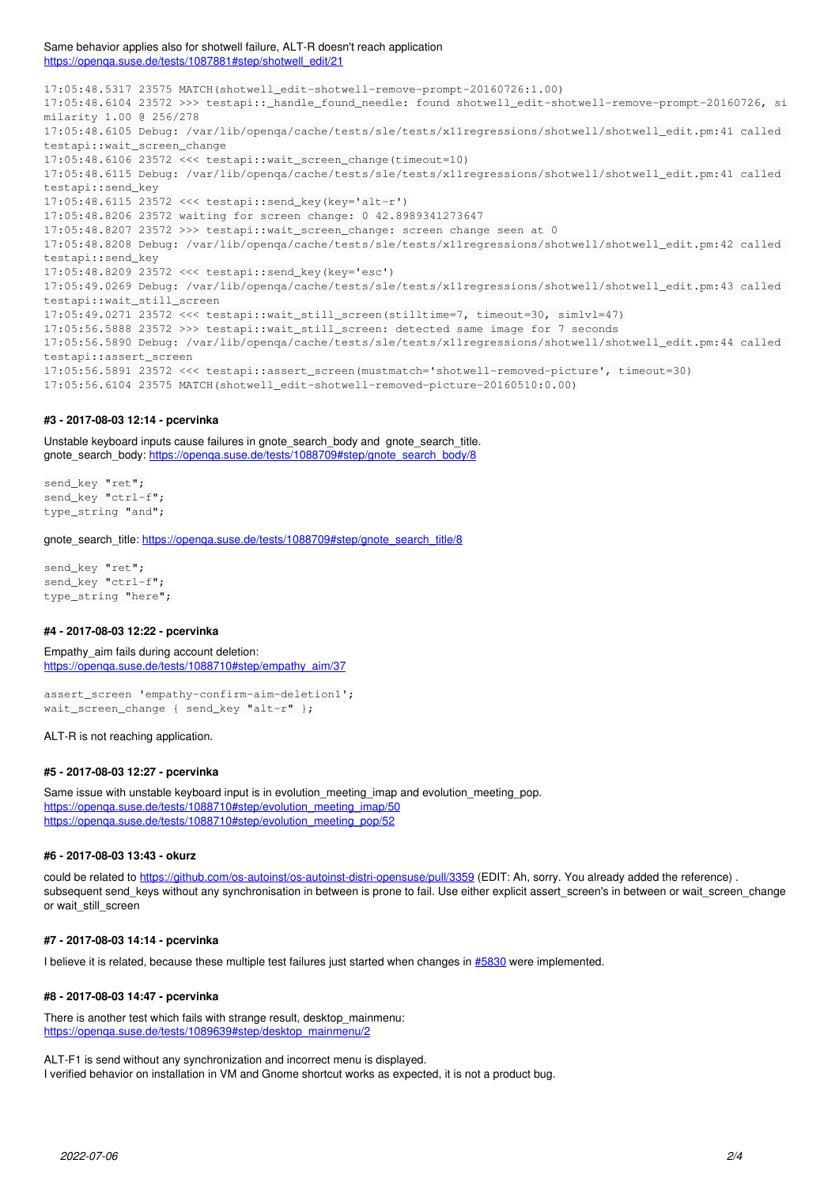Same behavior applies also for shotwell failure, ALT-R doesn't reach application
https://openqa.suse.de/tests/1087881#step/shotwell_edit/21

```
17:05:48.5317 23575 MATCH(shotwell_edit-shotwell-remove-prompt-20160726:1.00)
17:05:48.6104 23572 >>> testapi::_handle_found_needle: found shotwell_edit-shotwell-remove-prompt-20160726, si
milarity 1.00 @ 256/278
17:05:48.6105 Debug: /var/lib/openqa/cache/tests/sle/tests/x11regressions/shotwell/shotwell_edit.pm:41 called
testapi::wait_screen_change
17:05:48.6106 23572 <<< testapi::wait_screen_change(timeout=10)
17:05:48.6115 Debug: /var/lib/openqa/cache/tests/sle/tests/x11regressions/shotwell/shotwell_edit.pm:41 called
testapi::send_key
17:05:48.6115 23572 <<< testapi::send_key(key='alt-r')
17:05:48.8206 23572 waiting for screen change: 0 42.8989341273647
17:05:48.8207 23572 >>> testapi::wait_screen_change: screen change seen at 0
17:05:48.8208 Debug: /var/lib/openqa/cache/tests/sle/tests/x11regressions/shotwell/shotwell_edit.pm:42 called
testapi::send_key
17:05:48.8209 23572 <<< testapi::send_key(key='esc')
17:05:49.0269 Debug: /var/lib/openqa/cache/tests/sle/tests/x11regressions/shotwell/shotwell_edit.pm:43 called
testapi::wait_still_screen
17:05:49.0271 23572 <<< testapi::wait_still_screen(stilltime=7, timeout=30, simlvl=47)
17:05:56.5888 23572 >>> testapi::wait_still_screen: detected same image for 7 seconds
17:05:56.5890 Debug: /var/lib/openqa/cache/tests/sle/tests/x11regressions/shotwell/shotwell_edit.pm:44 called
testapi::assert_screen
17:05:56.5891 23572 <<< testapi::assert_screen(mustmatch='shotwell-removed-picture', timeout=30)
17:05:56.6104 23575 MATCH(shotwell_edit-shotwell-removed-picture-20160510:0.00)
```

#### #3 - 2017-08-03 12:14 - pcervinka

Unstable keyboard inputs cause failures in gnote_search_body and gnote_search_title.
gnote_search_body: https://openqa.suse.de/tests/1088709#step/gnote_search_body/8

```
send_key "ret";
send_key "ctrl-f";
type_string "and";
```

gnote_search_title: https://openqa.suse.de/tests/1088709#step/gnote_search_title/8

```
send_key "ret";
send_key "ctrl-f";
type_string "here";
```

#### #4 - 2017-08-03 12:22 - pcervinka

Empathy_aim fails during account deletion:
https://openqa.suse.de/tests/1088710#step/empathy_aim/37

```
assert_screen 'empathy-confirm-aim-deletion1';
wait_screen_change { send_key "alt-r" };
```

ALT-R is not reaching application.

#### #5 - 2017-08-03 12:27 - pcervinka

Same issue with unstable keyboard input is in evolution_meeting_imap and evolution_meeting_pop.
https://openqa.suse.de/tests/1088710#step/evolution_meeting_imap/50
https://openqa.suse.de/tests/1088710#step/evolution_meeting_pop/52

#### #6 - 2017-08-03 13:43 - okurz

could be related to https://github.com/os-autoinst/os-autoinst-distri-opensuse/pull/3359 (EDIT: Ah, sorry. You already added the reference) .
subsequent send_keys without any synchronisation in between is prone to fail. Use either explicit assert_screen's in between or wait_screen_change or wait_still_screen

#### #7 - 2017-08-03 14:14 - pcervinka

I believe it is related, because these multiple test failures just started when changes in #5830 were implemented.

#### #8 - 2017-08-03 14:47 - pcervinka

There is another test which fails with strange result, desktop_mainmenu:
https://openqa.suse.de/tests/1089639#step/desktop_mainmenu/2

ALT-F1 is send without any synchronization and incorrect menu is displayed.
I verified behavior on installation in VM and Gnome shortcut works as expected, it is not a product bug.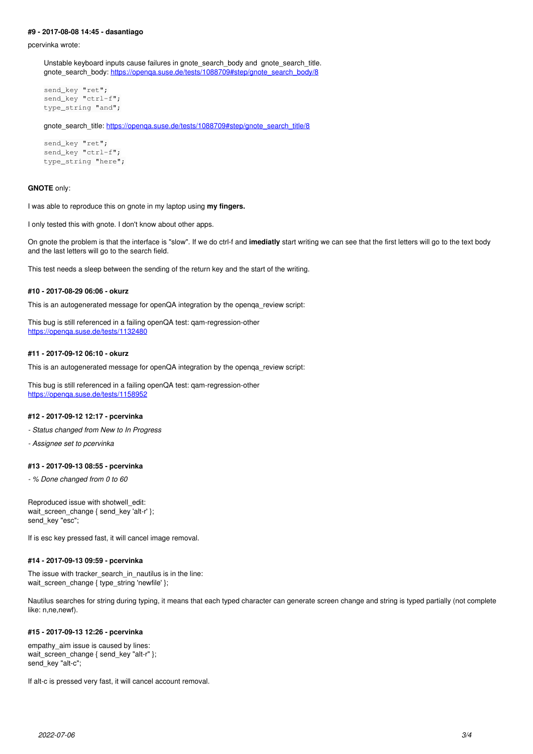#### #9 - 2017-08-08 14:45 - dasantiago

pcervinka wrote:

> Unstable keyboard inputs cause failures in gnote_search_body and gnote_search_title.
> gnote_search_body: https://openqa.suse.de/tests/1088709#step/gnote_search_body/8
>
> ```
> send_key "ret";
> send_key "ctrl-f";
> type_string "and";
> ```
>
> gnote_search_title: https://openqa.suse.de/tests/1088709#step/gnote_search_title/8
>
> ```
> send_key "ret";
> send_key "ctrl-f";
> type_string "here";
> ```

**GNOTE** only:

I was able to reproduce this on gnote in my laptop using **my fingers.**

I only tested this with gnote. I don't know about other apps.

On gnote the problem is that the interface is "slow". If we do ctrl-f and **imediatly** start writing we can see that the first letters will go to the text body and the last letters will go to the search field.

This test needs a sleep between the sending of the return key and the start of the writing.

#### #10 - 2017-08-29 06:06 - okurz

This is an autogenerated message for openQA integration by the openqa_review script:

This bug is still referenced in a failing openQA test: qam-regression-other
https://openqa.suse.de/tests/1132480

#### #11 - 2017-09-12 06:10 - okurz

This is an autogenerated message for openQA integration by the openqa_review script:

This bug is still referenced in a failing openQA test: qam-regression-other
https://openqa.suse.de/tests/1158952

#### #12 - 2017-09-12 12:17 - pcervinka

- *Status changed from New to In Progress*

- *Assignee set to pcervinka*

#### #13 - 2017-09-13 08:55 - pcervinka

- *% Done changed from 0 to 60*

Reproduced issue with shotwell_edit:
wait_screen_change { send_key 'alt-r' };
send_key "esc";

If is esc key pressed fast, it will cancel image removal.

#### #14 - 2017-09-13 09:59 - pcervinka

The issue with tracker_search_in_nautilus is in the line:
wait_screen_change { type_string 'newfile' };

Nautilus searches for string during typing, it means that each typed character can generate screen change and string is typed partially (not complete like: n,ne,newf).

#### #15 - 2017-09-13 12:26 - pcervinka

empathy_aim issue is caused by lines:
wait_screen_change { send_key "alt-r" };
send_key "alt-c";

If alt-c is pressed very fast, it will cancel account removal.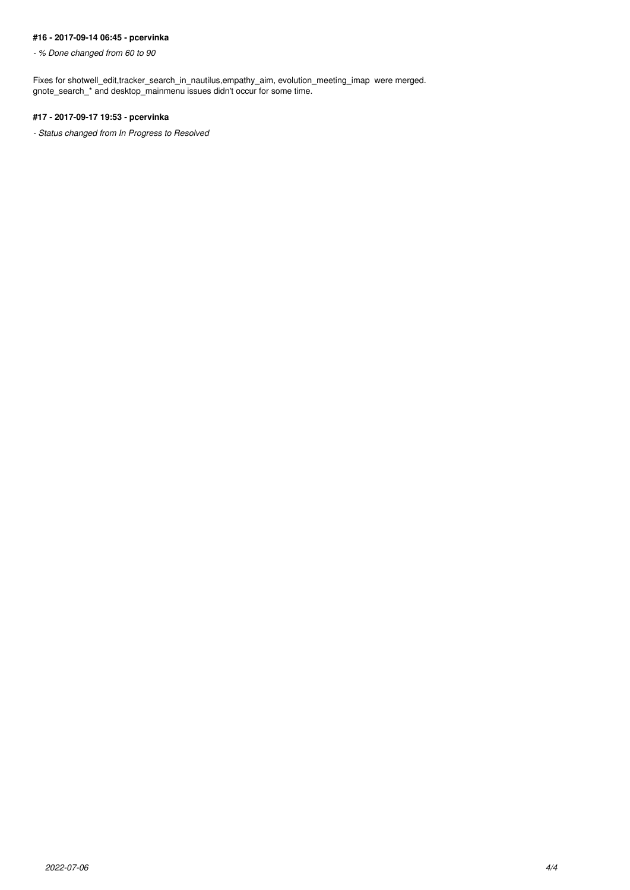#### #16 - 2017-09-14 06:45 - pcervinka

*- % Done changed from 60 to 90*

Fixes for shotwell_edit,tracker_search_in_nautilus,empathy_aim, evolution_meeting_imap were merged.
gnote_search_* and desktop_mainmenu issues didn't occur for some time.

#### #17 - 2017-09-17 19:53 - pcervinka

*- Status changed from In Progress to Resolved*